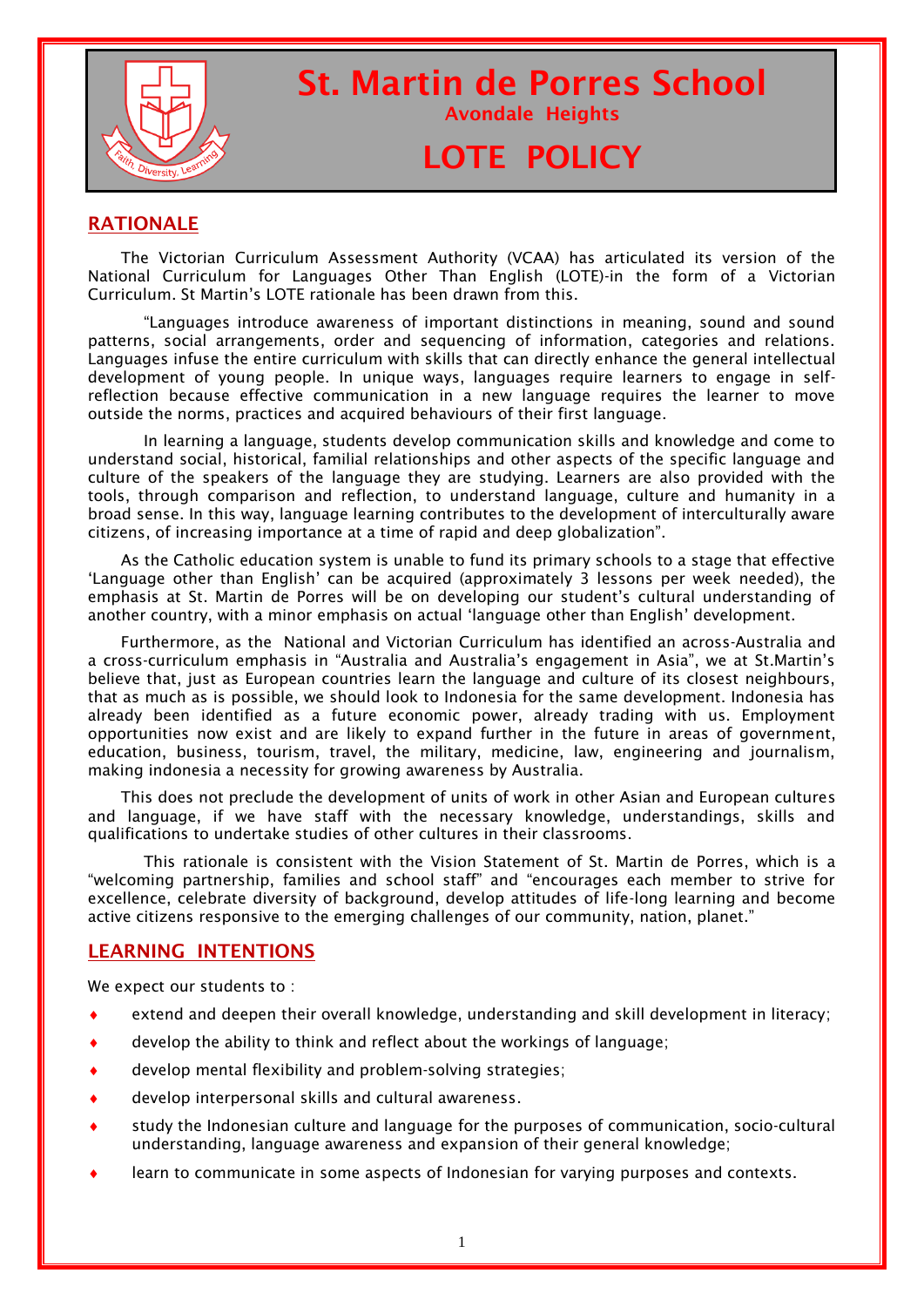# St. Martin de Porres School

Avondale Heights

# LOTE POLICY

## RATIONALE

The Victorian Curriculum Assessment Authority (VCAA) has articulated its version of the National Curriculum for Languages Other Than English (LOTE)-in the form of a Victorian Curriculum. St Martin's LOTE rationale has been drawn from this.

"Languages introduce awareness of important distinctions in meaning, sound and sound patterns, social arrangements, order and sequencing of information, categories and relations. Languages infuse the entire curriculum with skills that can directly enhance the general intellectual development of young people. In unique ways, languages require learners to engage in self-reflection because effective communication in a new language requires the learner to move outside the norms, practices and acquired behaviours of their first language.

In learning a language, students develop communication skills and knowledge and come to understand social, historical, familial relationships and other aspects of the specific language and culture of the speakers of the language they are studying. Learners are also provided with the tools, through comparison and reflection, to understand language, culture and humanity in a broad sense. In this way, language learning contributes to the development of interculturally aware citizens, of increasing importance at a time of rapid and deep globalization".

As the Catholic education system is unable to fund its primary schools to a stage that effective 'Language other than English' can be acquired (approximately 3 lessons per week needed), the emphasis at St. Martin de Porres will be on developing our student's cultural understanding of another country, with a minor emphasis on actual 'language other than English' development.

Furthermore, as the National and Victorian Curriculum has identified an across-Australia and a cross-curriculum emphasis in "Australia and Australia's engagement in Asia", we at St.Martin's believe that, just as European countries learn the language and culture of its closest neighbours, that as much as is possible, we should look to Indonesia for the same development. Indonesia has already been identified as a future economic power, already trading with us. Employment opportunities now exist and are likely to expand further in the future in areas of government, education, business, tourism, travel, the military, medicine, law, engineering and journalism, making indonesia a necessity for growing awareness by Australia.

This does not preclude the development of units of work in other Asian and European cultures and language, if we have staff with the necessary knowledge, understandings, skills and qualifications to undertake studies of other cultures in their classrooms.

This rationale is consistent with the Vision Statement of St. Martin de Porres, which is a "welcoming partnership, families and school staff" and "encourages each member to strive for excellence, celebrate diversity of background, develop attitudes of life-long learning and become active citizens responsive to the emerging challenges of our community, nation, planet."

## LEARNING INTENTIONS

We expect our students to :

- extend and deepen their overall knowledge, understanding and skill development in literacy;
- develop the ability to think and reflect about the workings of language;
- develop mental flexibility and problem-solving strategies;
- develop interpersonal skills and cultural awareness.
- study the Indonesian culture and language for the purposes of communication, socio-cultural understanding, language awareness and expansion of their general knowledge;
- learn to communicate in some aspects of Indonesian for varying purposes and contexts.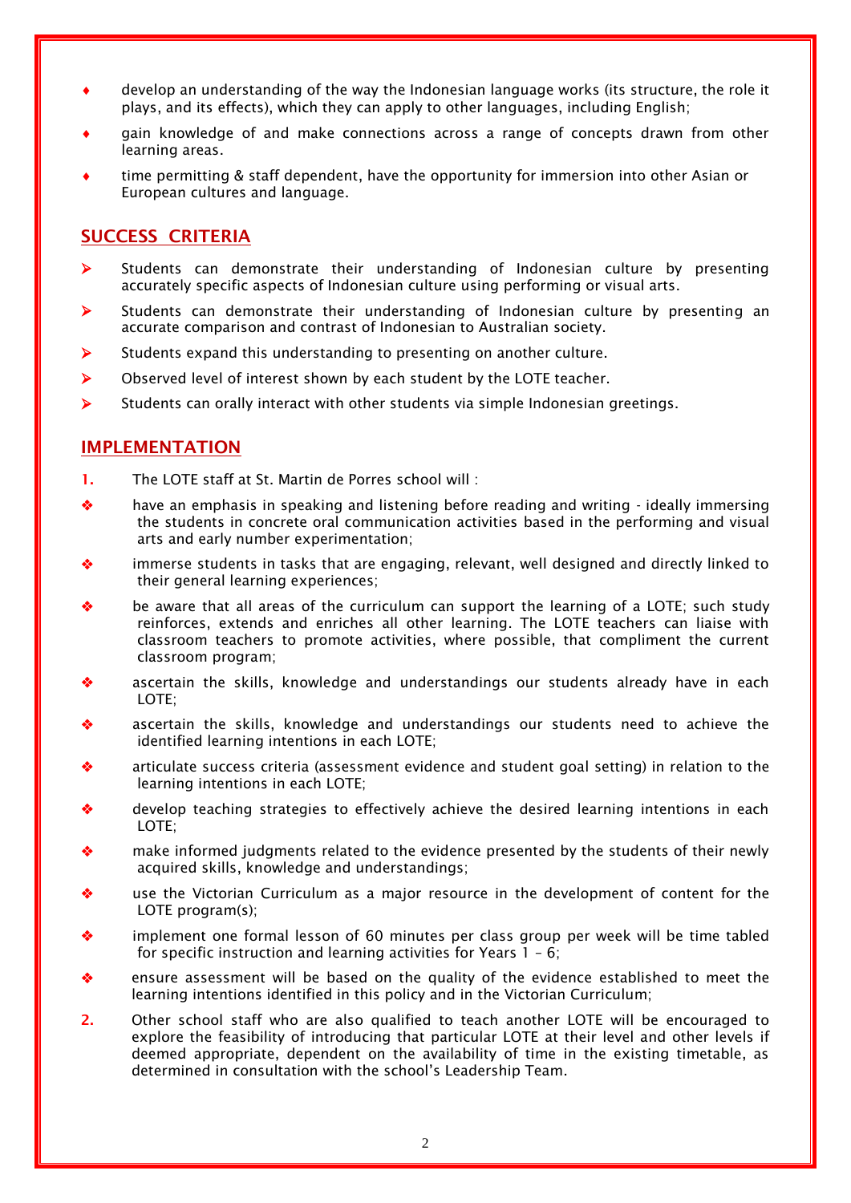- develop an understanding of the way the Indonesian language works (its structure, the role it plays, and its effects), which they can apply to other languages, including English;
- gain knowledge of and make connections across a range of concepts drawn from other learning areas.
- time permitting & staff dependent, have the opportunity for immersion into other Asian or European cultures and language.

## SUCCESS CRITERIA

- Students can demonstrate their understanding of Indonesian culture by presenting accurately specific aspects of Indonesian culture using performing or visual arts.
- Students can demonstrate their understanding of Indonesian culture by presenting an accurate comparison and contrast of Indonesian to Australian society.
- Students expand this understanding to presenting on another culture.
- Observed level of interest shown by each student by the LOTE teacher.
- Students can orally interact with other students via simple Indonesian greetings.

## IMPLEMENTATION

1. The LOTE staff at St. Martin de Porres school will :

- have an emphasis in speaking and listening before reading and writing - ideally immersing the students in concrete oral communication activities based in the performing and visual arts and early number experimentation;
- immerse students in tasks that are engaging, relevant, well designed and directly linked to their general learning experiences;
- be aware that all areas of the curriculum can support the learning of a LOTE; such study reinforces, extends and enriches all other learning. The LOTE teachers can liaise with classroom teachers to promote activities, where possible, that compliment the current classroom program;
- ascertain the skills, knowledge and understandings our students already have in each LOTE;
- ascertain the skills, knowledge and understandings our students need to achieve the identified learning intentions in each LOTE;
- articulate success criteria (assessment evidence and student goal setting) in relation to the learning intentions in each LOTE;
- develop teaching strategies to effectively achieve the desired learning intentions in each LOTE;
- make informed judgments related to the evidence presented by the students of their newly acquired skills, knowledge and understandings;
- use the Victorian Curriculum as a major resource in the development of content for the LOTE program(s);
- implement one formal lesson of 60 minutes per class group per week will be time tabled for specific instruction and learning activities for Years 1 – 6;
- ensure assessment will be based on the quality of the evidence established to meet the learning intentions identified in this policy and in the Victorian Curriculum;

2. Other school staff who are also qualified to teach another LOTE will be encouraged to explore the feasibility of introducing that particular LOTE at their level and other levels if deemed appropriate, dependent on the availability of time in the existing timetable, as determined in consultation with the school's Leadership Team.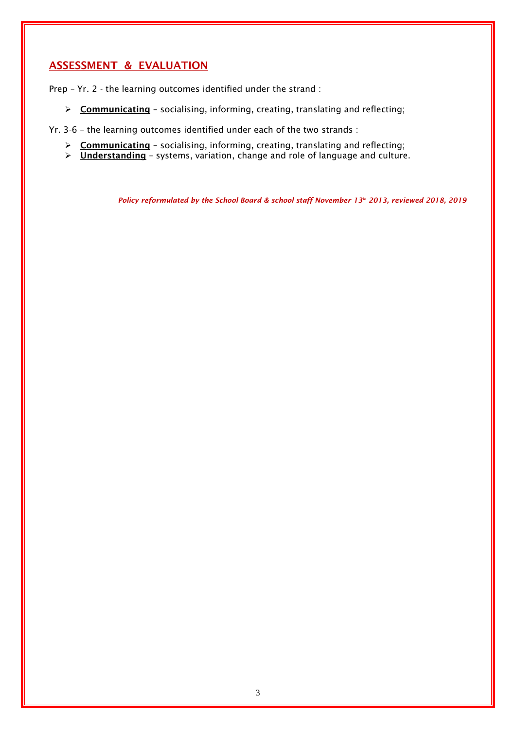## ASSESSMENT & EVALUATION

Prep – Yr. 2 - the learning outcomes identified under the strand :

- **Communicating** – socialising, informing, creating, translating and reflecting;

Yr. 3-6 – the learning outcomes identified under each of the two strands :

- **Communicating** – socialising, informing, creating, translating and reflecting;
- **Understanding** – systems, variation, change and role of language and culture.

*Policy reformulated by the School Board & school staff November 13th 2013, reviewed 2018, 2019*